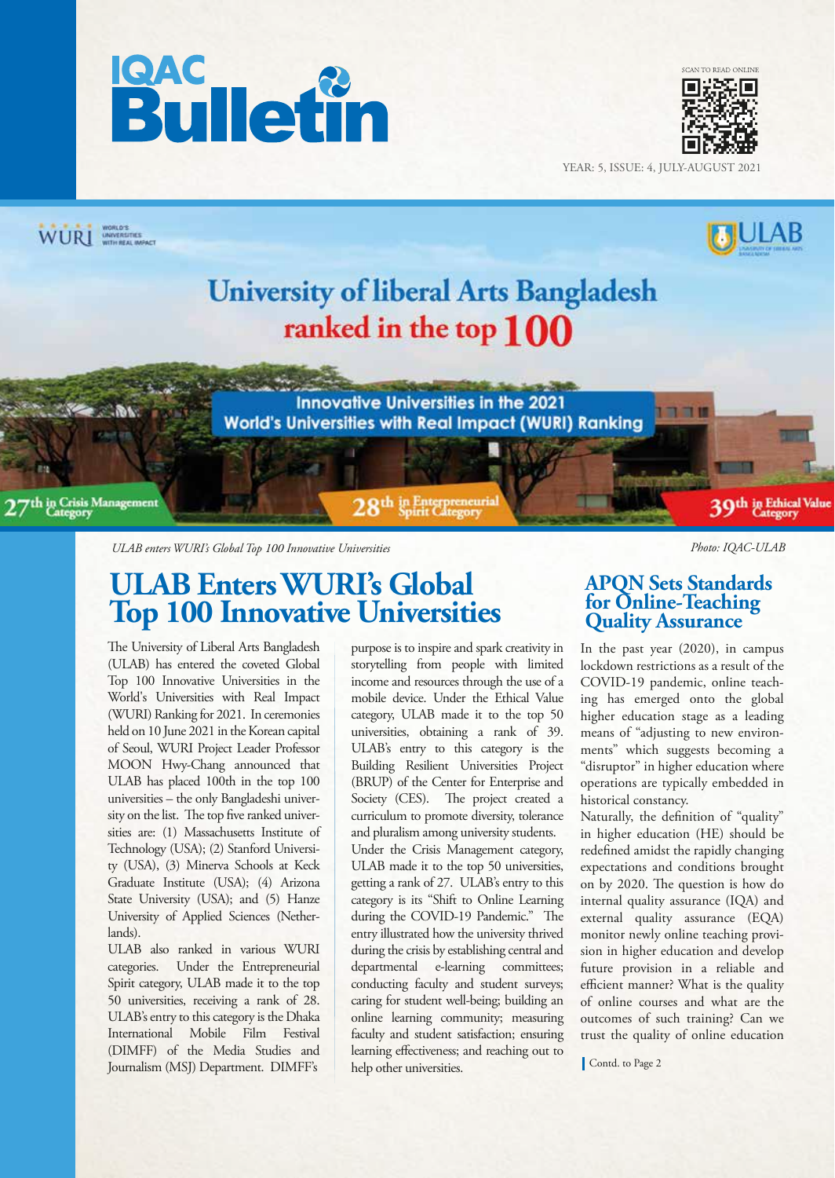# IQAC Bulletin

YEAR: 5, ISSUE: 4, JULY-AUGUST 2021

University of liberal Arts Bangladesh ranked in the top 100

Innovative Universities in the 2021 World's Universities with Real Impact (WURI) Ranking

27th in Crisis Management Category | 28th in Enterprepreneurial Spirit Category | 39th in Ethical Value Category

*ULAB enters WURI's Global Top 100 Innovative Universities*

*Photo: IQAC-ULAB*

## ULAB Enters WURI's Global Top 100 Innovative Universities

The University of Liberal Arts Bangladesh (ULAB) has entered the coveted Global Top 100 Innovative Universities in the World's Universities with Real Impact (WURI) Ranking for 2021. In ceremonies held on 10 June 2021 in the Korean capital of Seoul, WURI Project Leader Professor MOON Hwy-Chang announced that ULAB has placed 100th in the top 100 universities – the only Bangladeshi university on the list. The top five ranked universities are: (1) Massachusetts Institute of Technology (USA); (2) Stanford University (USA), (3) Minerva Schools at Keck Graduate Institute (USA); (4) Arizona State University (USA); and (5) Hanze University of Applied Sciences (Netherlands).

ULAB also ranked in various WURI categories. Under the Entrepreneurial Spirit category, ULAB made it to the top 50 universities, receiving a rank of 28. ULAB's entry to this category is the Dhaka International Mobile Film Festival (DIMFF) of the Media Studies and Journalism (MSJ) Department. DIMFF's purpose is to inspire and spark creativity in storytelling from people with limited income and resources through the use of a mobile device. Under the Ethical Value category, ULAB made it to the top 50 universities, obtaining a rank of 39. ULAB's entry to this category is the Building Resilient Universities Project (BRUP) of the Center for Enterprise and Society (CES). The project created a curriculum to promote diversity, tolerance and pluralism among university students.

Under the Crisis Management category, ULAB made it to the top 50 universities, getting a rank of 27. ULAB's entry to this category is its "Shift to Online Learning during the COVID-19 Pandemic." The entry illustrated how the university thrived during the crisis by establishing central and departmental e-learning committees; conducting faculty and student surveys; caring for student well-being; building an online learning community; measuring faculty and student satisfaction; ensuring learning effectiveness; and reaching out to help other universities.

## APQN Sets Standards for Online-Teaching Quality Assurance

In the past year (2020), in campus lockdown restrictions as a result of the COVID-19 pandemic, online teaching has emerged onto the global higher education stage as a leading means of "adjusting to new environments" which suggests becoming a "disruptor" in higher education where operations are typically embedded in historical constancy.

Naturally, the definition of "quality" in higher education (HE) should be redefined amidst the rapidly changing expectations and conditions brought on by 2020. The question is how do internal quality assurance (IQA) and external quality assurance (EQA) monitor newly online teaching provision in higher education and develop future provision in a reliable and efficient manner? What is the quality of online courses and what are the outcomes of such training? Can we trust the quality of online education

Contd. to Page 2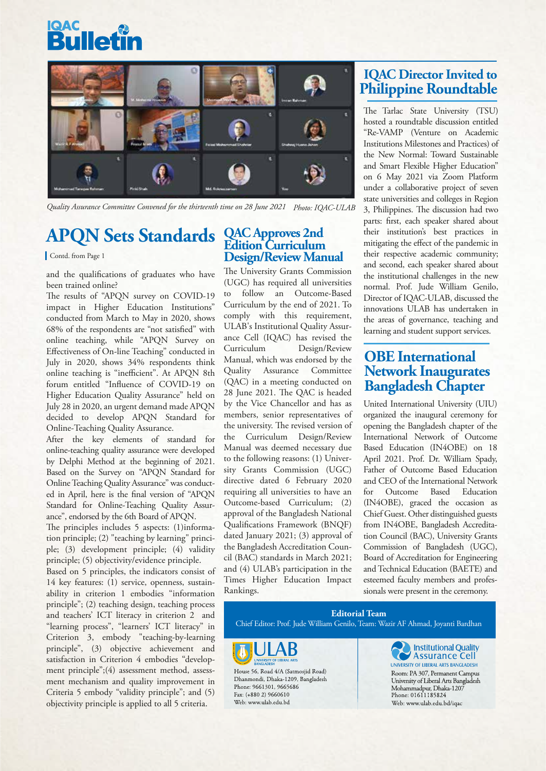# IQAC Bulletin

*Quality Assurance Committee Convened for the thirteenth time on 28 June 2021* *Photo: IQAC-ULAB*

## APQN Sets Standards

Contd. from Page 1

and the qualifications of graduates who have been trained online?

The results of "APQN survey on COVID-19 impact in Higher Education Institutions" conducted from March to May in 2020, shows 68% of the respondents are "not satisfied" with online teaching, while "APQN Survey on Effectiveness of On-line Teaching" conducted in July in 2020, shows 34% respondents think online teaching is "inefficient". At APQN 8th forum entitled "Influence of COVID-19 on Higher Education Quality Assurance" held on July 28 in 2020, an urgent demand made APQN decided to develop APQN Standard for Online-Teaching Quality Assurance.

After the key elements of standard for online-teaching quality assurance were developed by Delphi Method at the beginning of 2021. Based on the Survey on "APQN Standard for Online Teaching Quality Assurance" was conducted in April, here is the final version of "APQN Standard for Online-Teaching Quality Assurance", endorsed by the 6th Board of APQN.

The principles includes 5 aspects: (1)information principle; (2) "teaching by learning" principle; (3) development principle; (4) validity principle; (5) objectivity/evidence principle.

Based on 5 principles, the indicators consist of 14 key features: (1) service, openness, sustainability in criterion 1 embodies "information principle"; (2) teaching design, teaching process and teachers' ICT literacy in criterion 2 and "learning process", "learners' ICT literacy" in Criterion 3, embody "teaching-by-learning principle", (3) objective achievement and satisfaction in Criterion 4 embodies "development principle";(4) assessment method, assessment mechanism and quality improvement in Criteria 5 embody "validity principle"; and (5) objectivity principle is applied to all 5 criteria.

## QAC Approves 2nd Edition Curriculum Design/Review Manual

The University Grants Commission (UGC) has required all universities to follow an Outcome-Based Curriculum by the end of 2021. To comply with this requirement, ULAB's Institutional Quality Assurance Cell (IQAC) has revised the Curriculum Design/Review Manual, which was endorsed by the Quality Assurance Committee (QAC) in a meeting conducted on 28 June 2021. The QAC is headed by the Vice Chancellor and has as members, senior representatives of the university. The revised version of the Curriculum Design/Review Manual was deemed necessary due to the following reasons: (1) University Grants Commission (UGC) directive dated 6 February 2020 requiring all universities to have an Outcome-based Curriculum; (2) approval of the Bangladesh National Qualifications Framework (BNQF) dated January 2021; (3) approval of the Bangladesh Accreditation Council (BAC) standards in March 2021; and (4) ULAB's participation in the Times Higher Education Impact Rankings.

## IQAC Director Invited to Philippine Roundtable

The Tarlac State University (TSU) hosted a roundtable discussion entitled "Re-VAMP (Venture on Academic Institutions Milestones and Practices) of the New Normal: Toward Sustainable and Smart Flexible Higher Education" on 6 May 2021 via Zoom Platform under a collaborative project of seven state universities and colleges in Region 3, Philippines. The discussion had two parts: first, each speaker shared about their institution's best practices in mitigating the effect of the pandemic in their respective academic community; and second, each speaker shared about the institutional challenges in the new normal. Prof. Jude William Genilo, Director of IQAC-ULAB, discussed the innovations ULAB has undertaken in the areas of governance, teaching and learning and student support services.

## OBE International Network Inaugurates Bangladesh Chapter

United International University (UIU) organized the inaugural ceremony for opening the Bangladesh chapter of the International Network of Outcome Based Education (IN4OBE) on 18 April 2021. Prof. Dr. William Spady, Father of Outcome Based Education and CEO of the International Network for Outcome Based Education (IN4OBE), graced the occasion as Chief Guest. Other distinguished guests from IN4OBE, Bangladesh Accreditation Council (BAC), University Grants Commission of Bangladesh (UGC), Board of Accreditation for Engineering and Technical Education (BAETE) and esteemed faculty members and professionals were present in the ceremony.

**Editorial Team**

Chief Editor: Prof. Jude William Genilo, Team: Wazir AF Ahmad, Joyanti Bardhan

ULAB — University of Liberal Arts Bangladesh
House 56, Road 4/A (Satmosjid Road)
Dhanmondi, Dhaka-1209, Bangladesh
Phone: 9661301, 9665686
Fax: (+880 2) 9660610
Web: www.ulab.edu.bd

Institutional Quality Assurance Cell — University of Liberal Arts Bangladesh
Room: PA 307, Permanent Campus
University of Liberal Arts Bangladesh
Mohammadpur, Dhaka-1207
Phone: 01611185824
Web: www.ulab.edu.bd/iqac